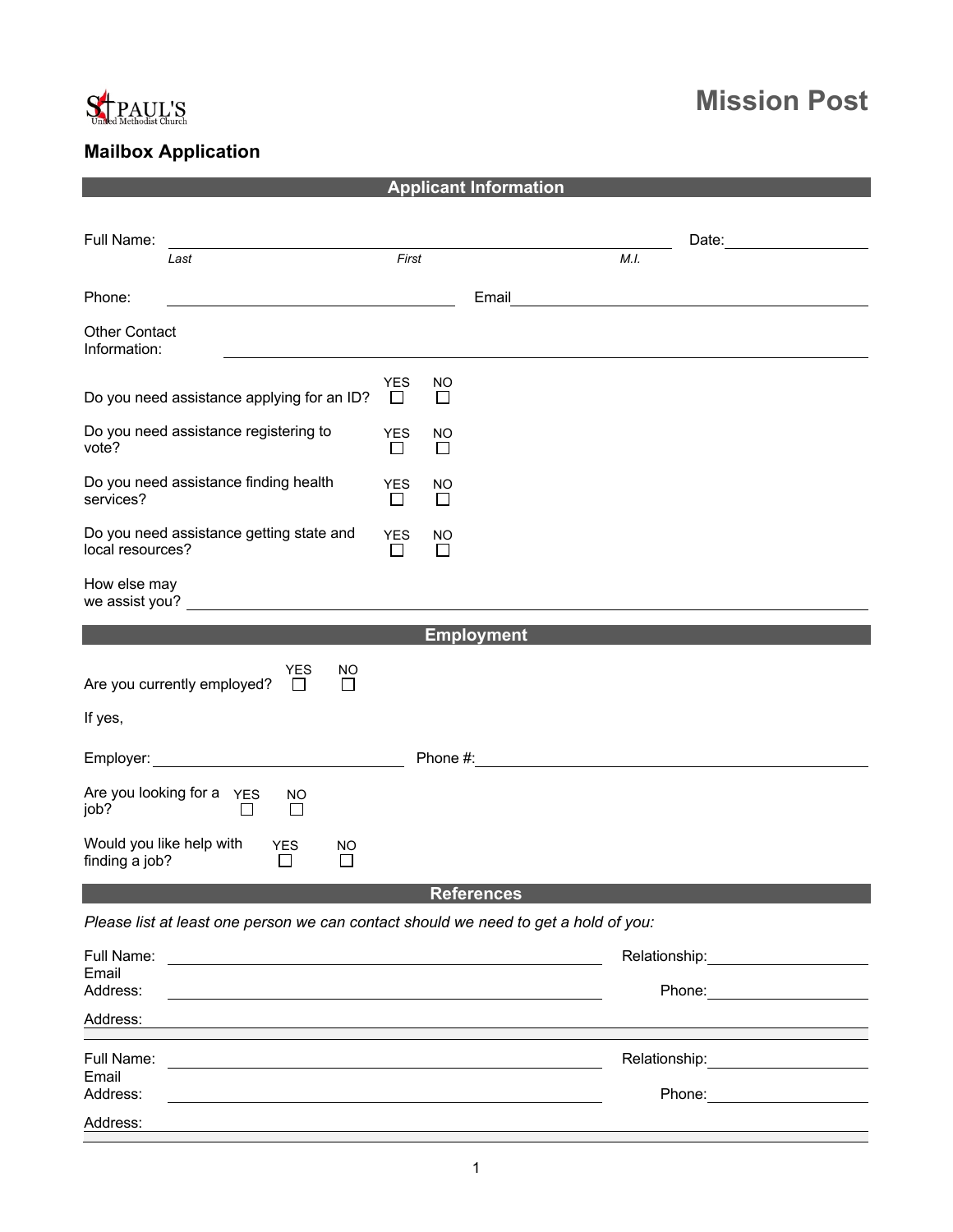St PAUL'S
United Methodist Church

# Mission Post

## Mailbox Application

### Applicant Information

Full Name: ______________________________________________ Date: ____________
*Last* *First* *M.I.*

Phone: ______________________ Email ______________________________

Other Contact Information: ____________________________________________

Do you need assistance applying for an ID? YES ☐ NO ☐

Do you need assistance registering to vote? YES ☐ NO ☐

Do you need assistance finding health services? YES ☐ NO ☐

Do you need assistance getting state and local resources? YES ☐ NO ☐

How else may we assist you? ____________________________________________

### Employment

Are you currently employed? YES ☐ NO ☐

If yes,

Employer: ______________________ Phone #: ______________________

Are you looking for a job? YES ☐ NO ☐

Would you like help with finding a job? YES ☐ NO ☐

### References

*Please list at least one person we can contact should we need to get a hold of you:*

Full Name: ______________________________ Relationship: ______________

Email Address: ______________________________ Phone: ______________

Address: ____________________________________________

Full Name: ______________________________ Relationship: ______________

Email Address: ______________________________ Phone: ______________

Address: ____________________________________________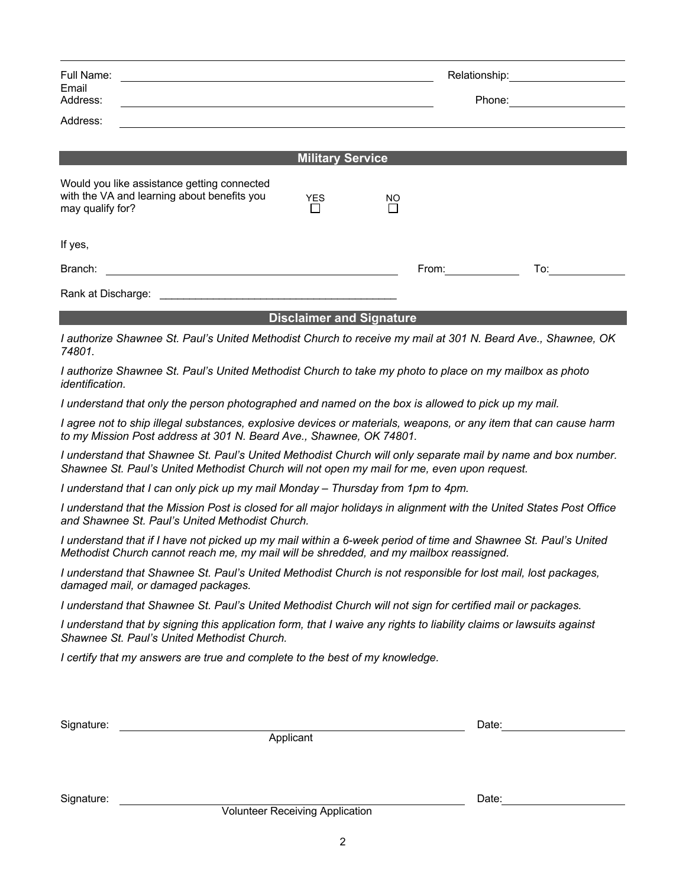Full Name: ______________________ Relationship: ______________

Email Address: ______________________ Phone: ______________

Address: ______________________________________________

## Military Service

Would you like assistance getting connected with the VA and learning about benefits you may qualify for? YES ☐ NO ☐

If yes,

Branch: ______________________ From: ____________ To: ____________

Rank at Discharge: ________________________________________

## Disclaimer and Signature

*I authorize Shawnee St. Paul's United Methodist Church to receive my mail at 301 N. Beard Ave., Shawnee, OK 74801.*

*I authorize Shawnee St. Paul's United Methodist Church to take my photo to place on my mailbox as photo identification.*

*I understand that only the person photographed and named on the box is allowed to pick up my mail.*

*I agree not to ship illegal substances, explosive devices or materials, weapons, or any item that can cause harm to my Mission Post address at 301 N. Beard Ave., Shawnee, OK 74801.*

*I understand that Shawnee St. Paul's United Methodist Church will only separate mail by name and box number. Shawnee St. Paul's United Methodist Church will not open my mail for me, even upon request.*

*I understand that I can only pick up my mail Monday – Thursday from 1pm to 4pm.*

*I understand that the Mission Post is closed for all major holidays in alignment with the United States Post Office and Shawnee St. Paul's United Methodist Church.*

*I understand that if I have not picked up my mail within a 6-week period of time and Shawnee St. Paul's United Methodist Church cannot reach me, my mail will be shredded, and my mailbox reassigned.*

*I understand that Shawnee St. Paul's United Methodist Church is not responsible for lost mail, lost packages, damaged mail, or damaged packages.*

*I understand that Shawnee St. Paul's United Methodist Church will not sign for certified mail or packages.*

*I understand that by signing this application form, that I waive any rights to liability claims or lawsuits against Shawnee St. Paul's United Methodist Church.*

*I certify that my answers are true and complete to the best of my knowledge.*

Signature: ______________________________ Date: ______________

Applicant

Signature: ______________________________ Date: ______________

Volunteer Receiving Application